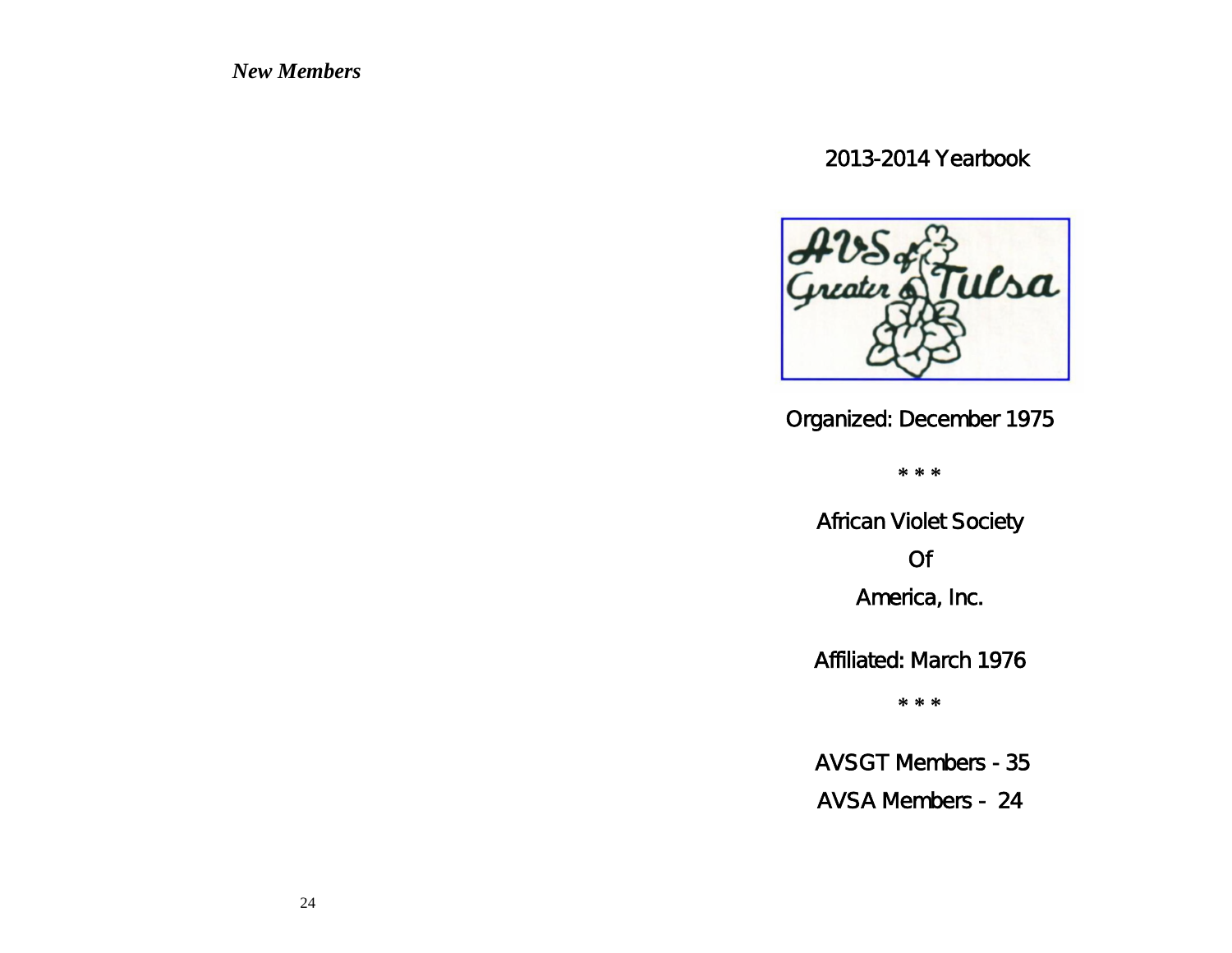*New Members*

## 2013-2014 Yearbook

Organized: December 1975

\* \* \*

African Violet Society

Of

America, Inc.

Affiliated: March 1976

\* \* \*

AVSGT Members - 35

AVSA Members - 24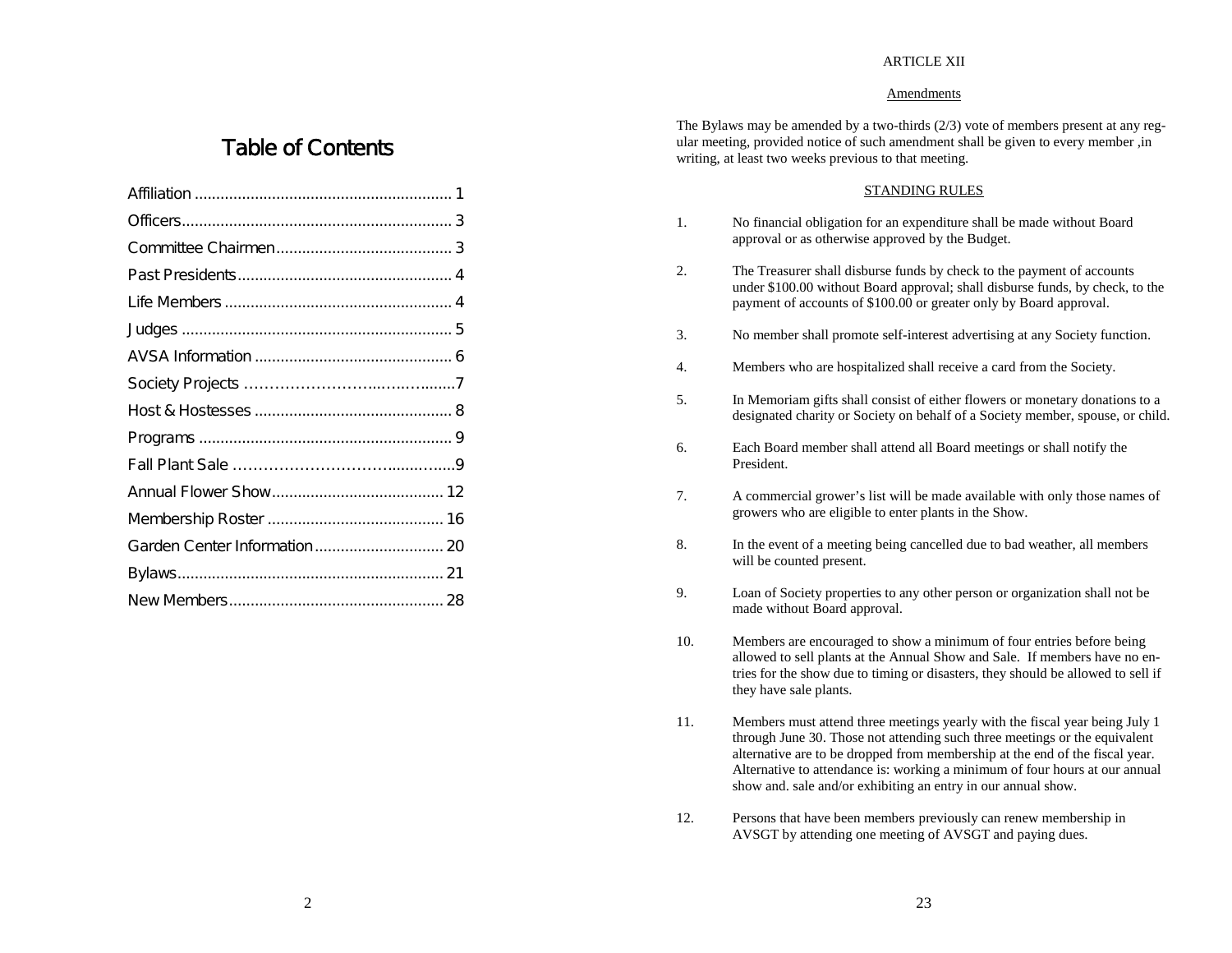# Table of Contents

| | |
|---|---|
| Affiliation | 1 |
| Officers | 3 |
| Committee Chairmen | 3 |
| Past Presidents | 4 |
| Life Members | 4 |
| Judges | 5 |
| AVSA Information | 6 |
| Society Projects | 7 |
| Host & Hostesses | 8 |
| Programs | 9 |
| Fall Plant Sale | 9 |
| Annual Flower Show | 12 |
| Membership Roster | 16 |
| Garden Center Information | 20 |
| Bylaws | 21 |
| New Members | 28 |

ARTICLE XII

Amendments

The Bylaws may be amended by a two-thirds (2/3) vote of members present at any regular meeting, provided notice of such amendment shall be given to every member ,in writing, at least two weeks previous to that meeting.

STANDING RULES

1. No financial obligation for an expenditure shall be made without Board approval or as otherwise approved by the Budget.

2. The Treasurer shall disburse funds by check to the payment of accounts under $100.00 without Board approval; shall disburse funds, by check, to the payment of accounts of $100.00 or greater only by Board approval.

3. No member shall promote self-interest advertising at any Society function.

4. Members who are hospitalized shall receive a card from the Society.

5. In Memoriam gifts shall consist of either flowers or monetary donations to a designated charity or Society on behalf of a Society member, spouse, or child.

6. Each Board member shall attend all Board meetings or shall notify the President.

7. A commercial grower's list will be made available with only those names of growers who are eligible to enter plants in the Show.

8. In the event of a meeting being cancelled due to bad weather, all members will be counted present.

9. Loan of Society properties to any other person or organization shall not be made without Board approval.

10. Members are encouraged to show a minimum of four entries before being allowed to sell plants at the Annual Show and Sale. If members have no entries for the show due to timing or disasters, they should be allowed to sell if they have sale plants.

11. Members must attend three meetings yearly with the fiscal year being July 1 through June 30. Those not attending such three meetings or the equivalent alternative are to be dropped from membership at the end of the fiscal year. Alternative to attendance is: working a minimum of four hours at our annual show and. sale and/or exhibiting an entry in our annual show.

12. Persons that have been members previously can renew membership in AVSGT by attending one meeting of AVSGT and paying dues.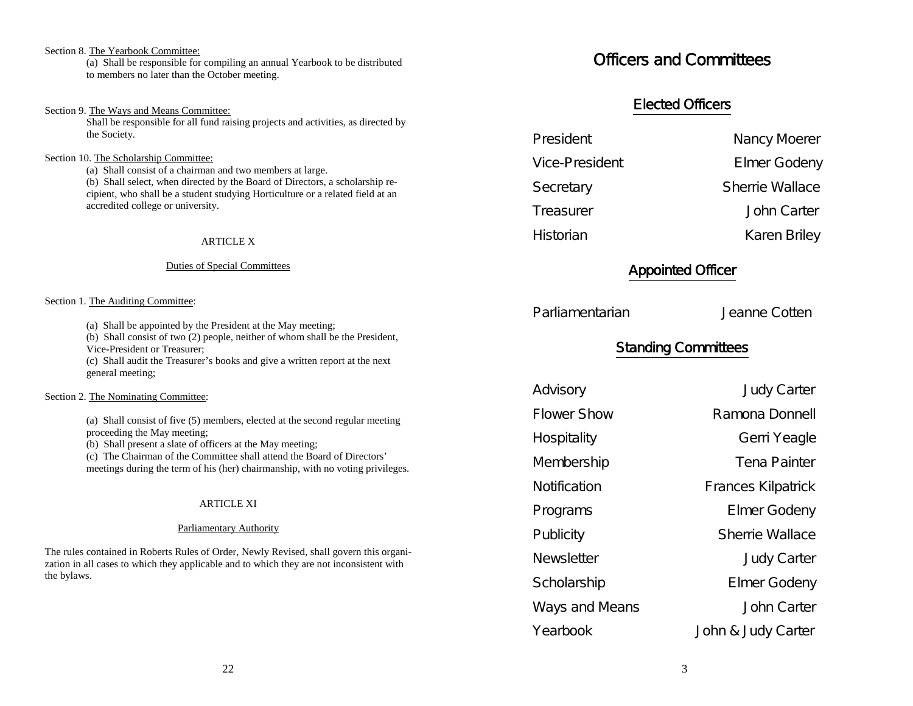Section 8. The Yearbook Committee:

(a) Shall be responsible for compiling an annual Yearbook to be distributed to members no later than the October meeting.

Section 9. The Ways and Means Committee:

Shall be responsible for all fund raising projects and activities, as directed by the Society.

Section 10. The Scholarship Committee:

(a) Shall consist of a chairman and two members at large.
(b) Shall select, when directed by the Board of Directors, a scholarship recipient, who shall be a student studying Horticulture or a related field at an accredited college or university.

### ARTICLE X

#### Duties of Special Committees

Section 1. The Auditing Committee:

(a) Shall be appointed by the President at the May meeting;
(b) Shall consist of two (2) people, neither of whom shall be the President, Vice-President or Treasurer;
(c) Shall audit the Treasurer's books and give a written report at the next general meeting;

Section 2. The Nominating Committee:

(a) Shall consist of five (5) members, elected at the second regular meeting proceeding the May meeting;
(b) Shall present a slate of officers at the May meeting;
(c) The Chairman of the Committee shall attend the Board of Directors' meetings during the term of his (her) chairmanship, with no voting privileges.

### ARTICLE XI

#### Parliamentary Authority

The rules contained in Roberts Rules of Order, Newly Revised, shall govern this organization in all cases to which they applicable and to which they are not inconsistent with the bylaws.

# Officers and Committees

## Elected Officers

| | |
|---|---|
| President | Nancy Moerer |
| Vice-President | Elmer Godeny |
| Secretary | Sherrie Wallace |
| Treasurer | John Carter |
| Historian | Karen Briley |

## Appointed Officer

| | |
|---|---|
| Parliamentarian | Jeanne Cotten |

## Standing Committees

| | |
|---|---|
| Advisory | Judy Carter |
| Flower Show | Ramona Donnell |
| Hospitality | Gerri Yeagle |
| Membership | Tena Painter |
| Notification | Frances Kilpatrick |
| Programs | Elmer Godeny |
| Publicity | Sherrie Wallace |
| Newsletter | Judy Carter |
| Scholarship | Elmer Godeny |
| Ways and Means | John Carter |
| Yearbook | John & Judy Carter |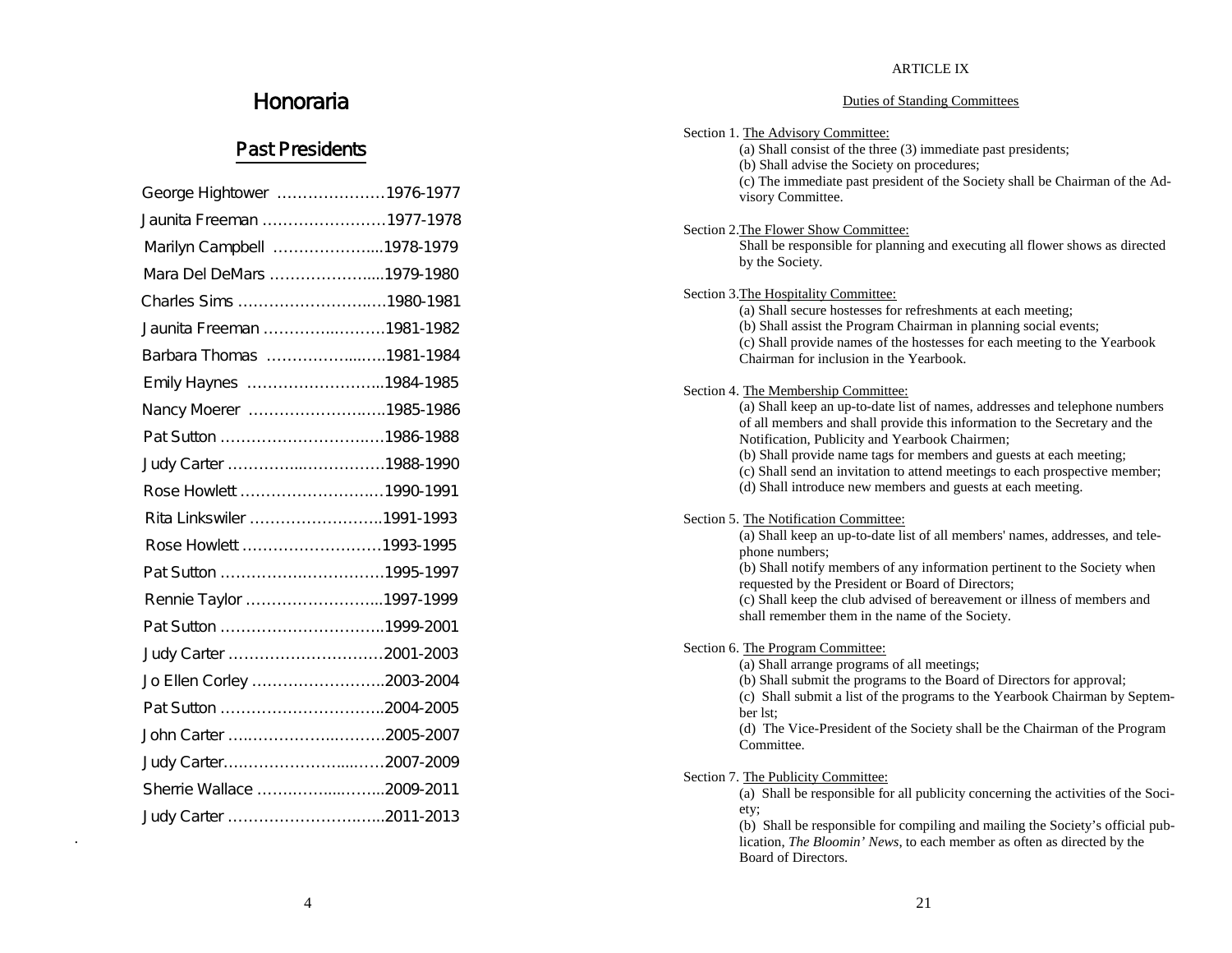# Honoraria

## Past Presidents

George Hightower …………………1976-1977
Jaunita Freeman ……………………1977-1978
Marilyn Campbell ………………...1978-1979
Mara Del DeMars …………………...1979-1980
Charles Sims ………………………..1980-1981
Jaunita Freeman ……………..………1981-1982
Barbara Thomas ………………...….1981-1984
Emily Haynes ……………………...1984-1985
Nancy Moerer …………………..….1985-1986
Pat Sutton …………………………...1986-1988
Judy Carter …………...……………1988-1990
Rose Howlett ………………………..1990-1991
Rita Linkswiler ……………………..1991-1993
Rose Howlett ………………………1993-1995
Pat Sutton …………………….……1995-1997
Rennie Taylor ……………………...1997-1999
Pat Sutton …………………………..1999-2001
Judy Carter …………………………2001-2003
Jo Ellen Corley ……………………..2003-2004
Pat Sutton …………………………..2004-2005
John Carter …..…………..…………2005-2007
Judy Carter….…………………...….2007-2009
Sherrie Wallace ……….…...……...2009-2011
Judy Carter ……………………..….2011-2013

ARTICLE IX

Duties of Standing Committees

Section 1. The Advisory Committee:
(a) Shall consist of the three (3) immediate past presidents;
(b) Shall advise the Society on procedures;
(c) The immediate past president of the Society shall be Chairman of the Advisory Committee.

Section 2. The Flower Show Committee:
Shall be responsible for planning and executing all flower shows as directed by the Society.

Section 3. The Hospitality Committee:
(a) Shall secure hostesses for refreshments at each meeting;
(b) Shall assist the Program Chairman in planning social events;
(c) Shall provide names of the hostesses for each meeting to the Yearbook Chairman for inclusion in the Yearbook.

Section 4. The Membership Committee:
(a) Shall keep an up-to-date list of names, addresses and telephone numbers of all members and shall provide this information to the Secretary and the Notification, Publicity and Yearbook Chairmen;
(b) Shall provide name tags for members and guests at each meeting;
(c) Shall send an invitation to attend meetings to each prospective member;
(d) Shall introduce new members and guests at each meeting.

Section 5. The Notification Committee:
(a) Shall keep an up-to-date list of all members' names, addresses, and telephone numbers;
(b) Shall notify members of any information pertinent to the Society when requested by the President or Board of Directors;
(c) Shall keep the club advised of bereavement or illness of members and shall remember them in the name of the Society.

Section 6. The Program Committee:
(a) Shall arrange programs of all meetings;
(b) Shall submit the programs to the Board of Directors for approval;
(c) Shall submit a list of the programs to the Yearbook Chairman by September lst;
(d) The Vice-President of the Society shall be the Chairman of the Program Committee.

Section 7. The Publicity Committee:
(a) Shall be responsible for all publicity concerning the activities of the Society;
(b) Shall be responsible for compiling and mailing the Society's official publication, *The Bloomin' News*, to each member as often as directed by the Board of Directors.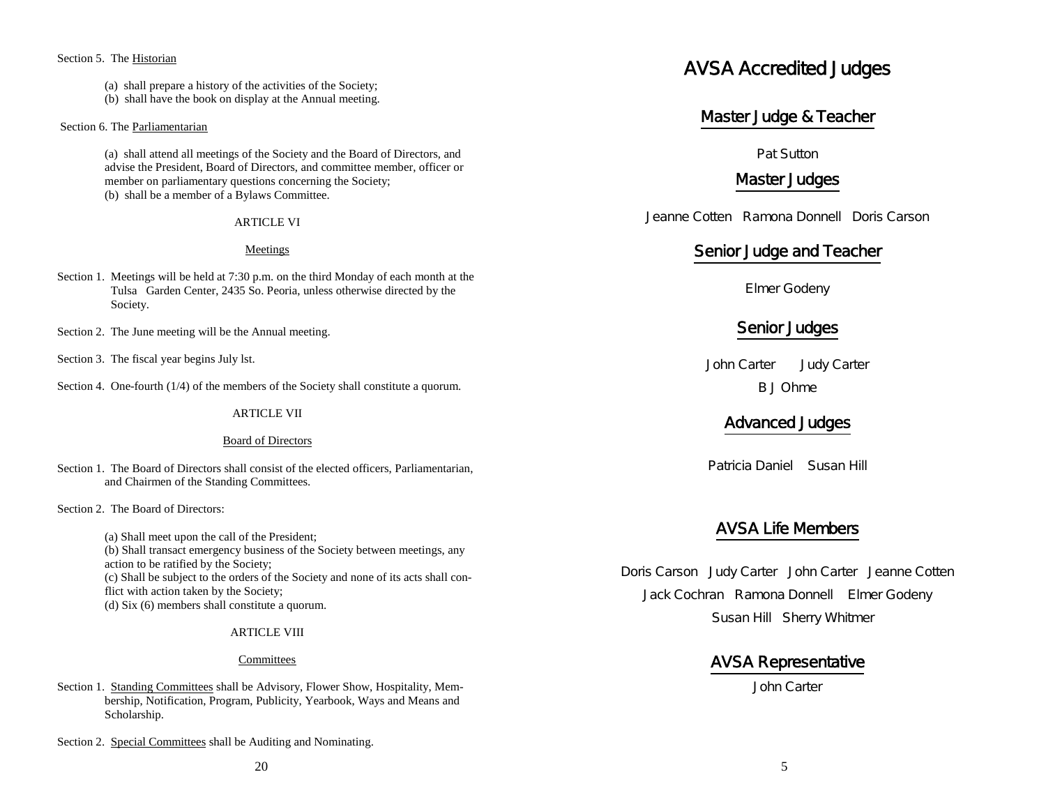Section 5. The Historian

(a) shall prepare a history of the activities of the Society;
(b) shall have the book on display at the Annual meeting.

Section 6. The Parliamentarian

(a) shall attend all meetings of the Society and the Board of Directors, and advise the President, Board of Directors, and committee member, officer or member on parliamentary questions concerning the Society;
(b) shall be a member of a Bylaws Committee.

ARTICLE VI

Meetings

Section 1. Meetings will be held at 7:30 p.m. on the third Monday of each month at the Tulsa Garden Center, 2435 So. Peoria, unless otherwise directed by the Society.

Section 2. The June meeting will be the Annual meeting.

Section 3. The fiscal year begins July lst.

Section 4. One-fourth (1/4) of the members of the Society shall constitute a quorum.

ARTICLE VII

Board of Directors

Section 1. The Board of Directors shall consist of the elected officers, Parliamentarian, and Chairmen of the Standing Committees.

Section 2. The Board of Directors:

(a) Shall meet upon the call of the President;
(b) Shall transact emergency business of the Society between meetings, any action to be ratified by the Society;
(c) Shall be subject to the orders of the Society and none of its acts shall conflict with action taken by the Society;
(d) Six (6) members shall constitute a quorum.

ARTICLE VIII

Committees

Section 1. Standing Committees shall be Advisory, Flower Show, Hospitality, Membership, Notification, Program, Publicity, Yearbook, Ways and Means and Scholarship.

Section 2. Special Committees shall be Auditing and Nominating.

# AVSA Accredited Judges

## Master Judge & Teacher

Pat Sutton

## Master Judges

Jeanne Cotten   Ramona Donnell   Doris Carson

## Senior Judge and Teacher

Elmer Godeny

## Senior Judges

John Carter   Judy Carter

B J Ohme

## Advanced Judges

Patricia Daniel   Susan Hill

## AVSA Life Members

Doris Carson   Judy Carter   John Carter   Jeanne Cotten

Jack Cochran   Ramona Donnell   Elmer Godeny

Susan Hill   Sherry Whitmer

## AVSA Representative

John Carter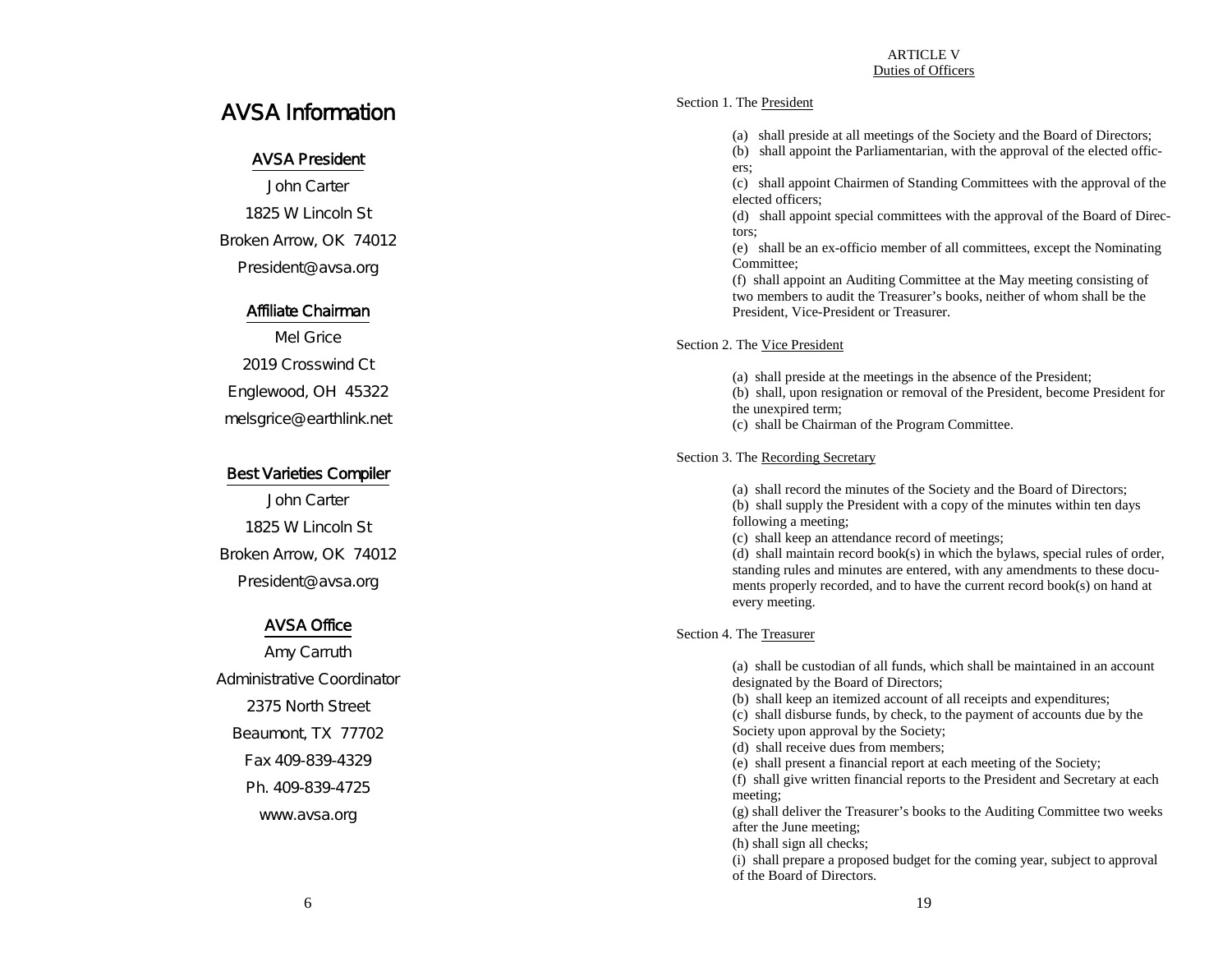# AVSA Information

**AVSA President**

John Carter
1825 W Lincoln St
Broken Arrow, OK 74012
President@avsa.org

**Affiliate Chairman**

Mel Grice
2019 Crosswind Ct
Englewood, OH 45322
melsgrice@earthlink.net

**Best Varieties Compiler**

John Carter
1825 W Lincoln St
Broken Arrow, OK 74012
President@avsa.org

**AVSA Office**

Amy Carruth
Administrative Coordinator
2375 North Street
Beaumont, TX 77702
Fax 409-839-4329
Ph. 409-839-4725
www.avsa.org

## ARTICLE V
## Duties of Officers

Section 1. The President

(a) shall preside at all meetings of the Society and the Board of Directors;
(b) shall appoint the Parliamentarian, with the approval of the elected officers;
(c) shall appoint Chairmen of Standing Committees with the approval of the elected officers;
(d) shall appoint special committees with the approval of the Board of Directors;
(e) shall be an ex-officio member of all committees, except the Nominating Committee;
(f) shall appoint an Auditing Committee at the May meeting consisting of two members to audit the Treasurer's books, neither of whom shall be the President, Vice-President or Treasurer.

Section 2. The Vice President

(a) shall preside at the meetings in the absence of the President;
(b) shall, upon resignation or removal of the President, become President for the unexpired term;
(c) shall be Chairman of the Program Committee.

Section 3. The Recording Secretary

(a) shall record the minutes of the Society and the Board of Directors;
(b) shall supply the President with a copy of the minutes within ten days following a meeting;
(c) shall keep an attendance record of meetings;
(d) shall maintain record book(s) in which the bylaws, special rules of order, standing rules and minutes are entered, with any amendments to these documents properly recorded, and to have the current record book(s) on hand at every meeting.

Section 4. The Treasurer

(a) shall be custodian of all funds, which shall be maintained in an account designated by the Board of Directors;
(b) shall keep an itemized account of all receipts and expenditures;
(c) shall disburse funds, by check, to the payment of accounts due by the Society upon approval by the Society;
(d) shall receive dues from members;
(e) shall present a financial report at each meeting of the Society;
(f) shall give written financial reports to the President and Secretary at each meeting;
(g) shall deliver the Treasurer's books to the Auditing Committee two weeks after the June meeting;
(h) shall sign all checks;
(i) shall prepare a proposed budget for the coming year, subject to approval of the Board of Directors.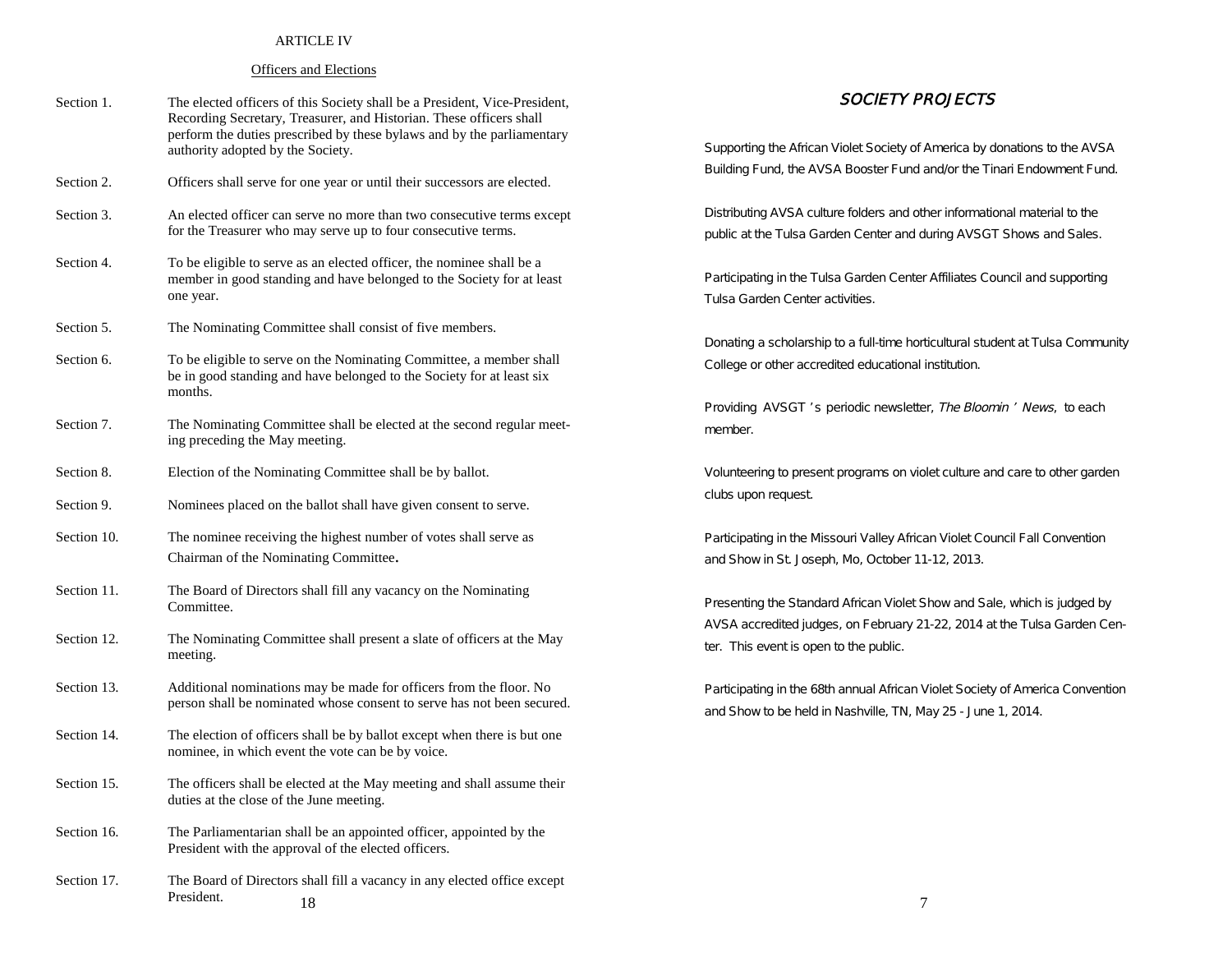## ARTICLE IV

### Officers and Elections

Section 1. The elected officers of this Society shall be a President, Vice-President, Recording Secretary, Treasurer, and Historian. These officers shall perform the duties prescribed by these bylaws and by the parliamentary authority adopted by the Society.

Section 2. Officers shall serve for one year or until their successors are elected.

Section 3. An elected officer can serve no more than two consecutive terms except for the Treasurer who may serve up to four consecutive terms.

Section 4. To be eligible to serve as an elected officer, the nominee shall be a member in good standing and have belonged to the Society for at least one year.

Section 5. The Nominating Committee shall consist of five members.

Section 6. To be eligible to serve on the Nominating Committee, a member shall be in good standing and have belonged to the Society for at least six months.

Section 7. The Nominating Committee shall be elected at the second regular meeting preceding the May meeting.

Section 8. Election of the Nominating Committee shall be by ballot.

Section 9. Nominees placed on the ballot shall have given consent to serve.

Section 10. The nominee receiving the highest number of votes shall serve as Chairman of the Nominating Committee.

Section 11. The Board of Directors shall fill any vacancy on the Nominating Committee.

Section 12. The Nominating Committee shall present a slate of officers at the May meeting.

Section 13. Additional nominations may be made for officers from the floor. No person shall be nominated whose consent to serve has not been secured.

Section 14. The election of officers shall be by ballot except when there is but one nominee, in which event the vote can be by voice.

Section 15. The officers shall be elected at the May meeting and shall assume their duties at the close of the June meeting.

Section 16. The Parliamentarian shall be an appointed officer, appointed by the President with the approval of the elected officers.

Section 17. The Board of Directors shall fill a vacancy in any elected office except President.

## *SOCIETY PROJECTS*

Supporting the African Violet Society of America by donations to the AVSA Building Fund, the AVSA Booster Fund and/or the Tinari Endowment Fund.

Distributing AVSA culture folders and other informational material to the public at the Tulsa Garden Center and during AVSGT Shows and Sales.

Participating in the Tulsa Garden Center Affiliates Council and supporting Tulsa Garden Center activities.

Donating a scholarship to a full-time horticultural student at Tulsa Community College or other accredited educational institution.

Providing AVSGT's periodic newsletter, *The Bloomin' News*, to each member.

Volunteering to present programs on violet culture and care to other garden clubs upon request.

Participating in the Missouri Valley African Violet Council Fall Convention and Show in St. Joseph, Mo, October 11-12, 2013.

Presenting the Standard African Violet Show and Sale, which is judged by AVSA accredited judges, on February 21-22, 2014 at the Tulsa Garden Center. This event is open to the public.

Participating in the 68th annual African Violet Society of America Convention and Show to be held in Nashville, TN, May 25 - June 1, 2014.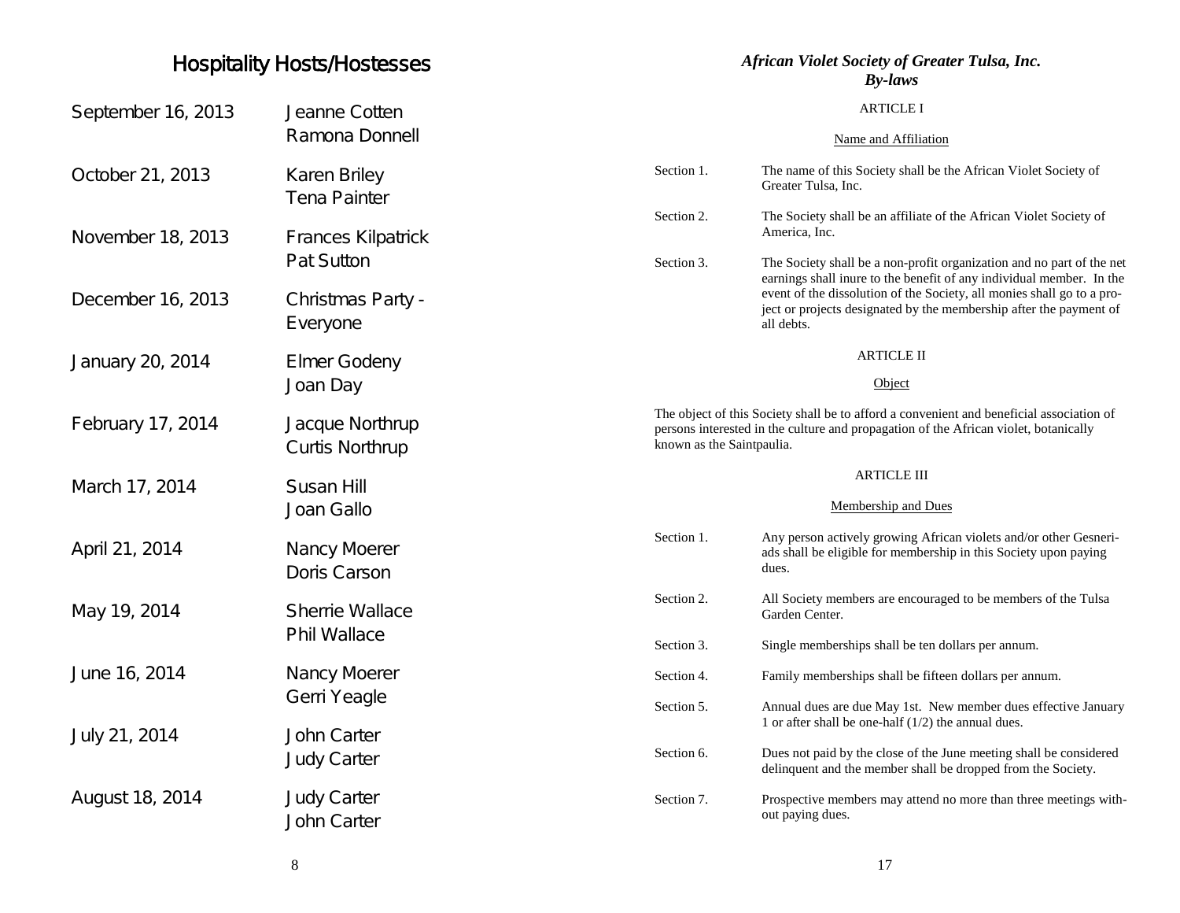## Hospitality Hosts/Hostesses

| Date | Hosts/Hostesses |
|---|---|
| September 16, 2013 | Jeanne Cotten<br>Ramona Donnell |
| October 21, 2013 | Karen Briley<br>Tena Painter |
| November 18, 2013 | Frances Kilpatrick<br>Pat Sutton |
| December 16, 2013 | Christmas Party - Everyone |
| January 20, 2014 | Elmer Godeny<br>Joan Day |
| February 17, 2014 | Jacque Northrup<br>Curtis Northrup |
| March 17, 2014 | Susan Hill<br>Joan Gallo |
| April 21, 2014 | Nancy Moerer<br>Doris Carson |
| May 19, 2014 | Sherrie Wallace<br>Phil Wallace |
| June 16, 2014 | Nancy Moerer<br>Gerri Yeagle |
| July 21, 2014 | John Carter<br>Judy Carter |
| August 18, 2014 | Judy Carter<br>John Carter |

## *African Violet Society of Greater Tulsa, Inc.*
## *By-laws*

### ARTICLE I

<u>Name and Affiliation</u>

Section 1. The name of this Society shall be the African Violet Society of Greater Tulsa, Inc.

Section 2. The Society shall be an affiliate of the African Violet Society of America, Inc.

Section 3. The Society shall be a non-profit organization and no part of the net earnings shall inure to the benefit of any individual member. In the event of the dissolution of the Society, all monies shall go to a project or projects designated by the membership after the payment of all debts.

### ARTICLE II

<u>Object</u>

The object of this Society shall be to afford a convenient and beneficial association of persons interested in the culture and propagation of the African violet, botanically known as the Saintpaulia.

### ARTICLE III

<u>Membership and Dues</u>

Section 1. Any person actively growing African violets and/or other Gesneriads shall be eligible for membership in this Society upon paying dues.

Section 2. All Society members are encouraged to be members of the Tulsa Garden Center.

Section 3. Single memberships shall be ten dollars per annum.

Section 4. Family memberships shall be fifteen dollars per annum.

Section 5. Annual dues are due May 1st. New member dues effective January 1 or after shall be one-half (1/2) the annual dues.

Section 6. Dues not paid by the close of the June meeting shall be considered delinquent and the member shall be dropped from the Society.

Section 7. Prospective members may attend no more than three meetings without paying dues.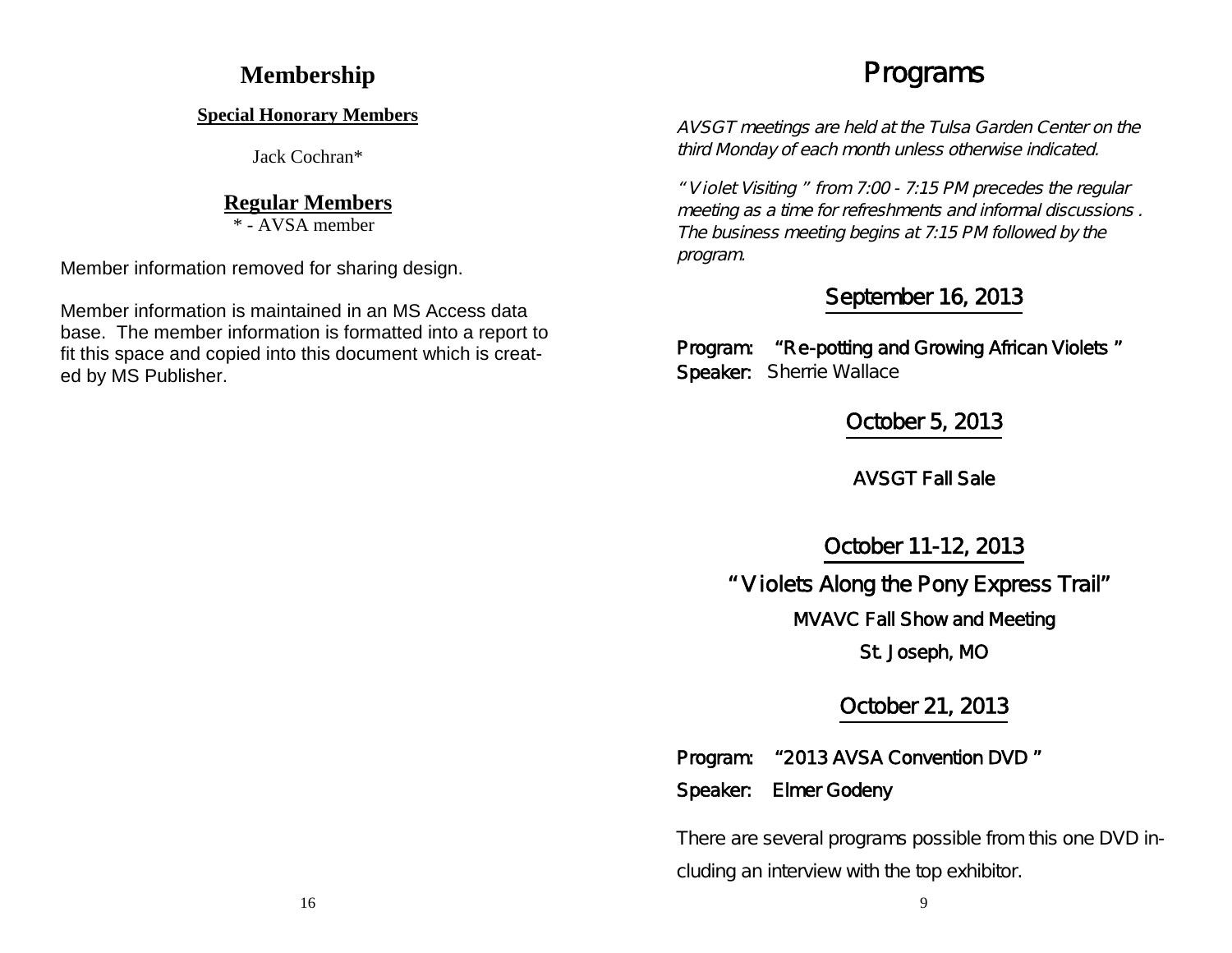# Membership

**Special Honorary Members**

Jack Cochran*

## Regular Members

\* - AVSA member

Member information removed for sharing design.

Member information is maintained in an MS Access data base. The member information is formatted into a report to fit this space and copied into this document which is created by MS Publisher.

# Programs

*AVSGT meetings are held at the Tulsa Garden Center on the third Monday of each month unless otherwise indicated.*

*" Violet Visiting " from 7:00 - 7:15 PM precedes the regular meeting as a time for refreshments and informal discussions . The business meeting begins at 7:15 PM followed by the program.*

## September 16, 2013

**Program: "Re-potting and Growing African Violets "**
**Speaker:** Sherrie Wallace

## October 5, 2013

**AVSGT Fall Sale**

## October 11-12, 2013

**" Violets Along the Pony Express Trail"**

**MVAVC Fall Show and Meeting**

**St. Joseph, MO**

## October 21, 2013

**Program: "2013 AVSA Convention DVD "**

**Speaker: Elmer Godeny**

There are several programs possible from this one DVD including an interview with the top exhibitor.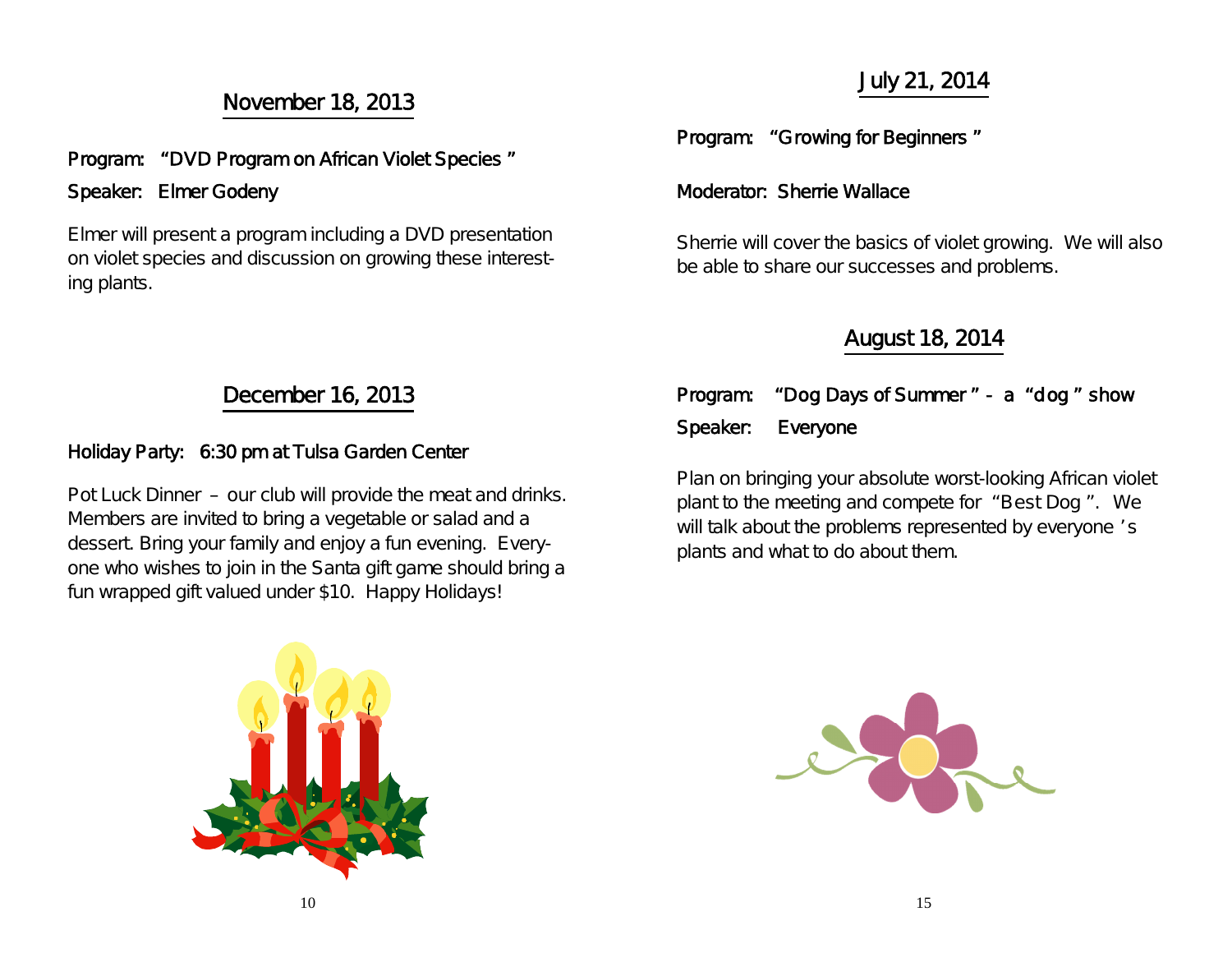## November 18, 2013

**Program:** "DVD Program on African Violet Species"

**Speaker:** Elmer Godeny

Elmer will present a program including a DVD presentation on violet species and discussion on growing these interesting plants.

## December 16, 2013

**Holiday Party:** 6:30 pm at Tulsa Garden Center

Pot Luck Dinner – our club will provide the meat and drinks. Members are invited to bring a vegetable or salad and a dessert. Bring your family and enjoy a fun evening. Everyone who wishes to join in the Santa gift game should bring a fun wrapped gift valued under $10. Happy Holidays!

## July 21, 2014

**Program:** "Growing for Beginners"

**Moderator:** Sherrie Wallace

Sherrie will cover the basics of violet growing. We will also be able to share our successes and problems.

## August 18, 2014

**Program:** "Dog Days of Summer" - a "dog" show

**Speaker:** Everyone

Plan on bringing your absolute worst-looking African violet plant to the meeting and compete for "Best Dog". We will talk about the problems represented by everyone's plants and what to do about them.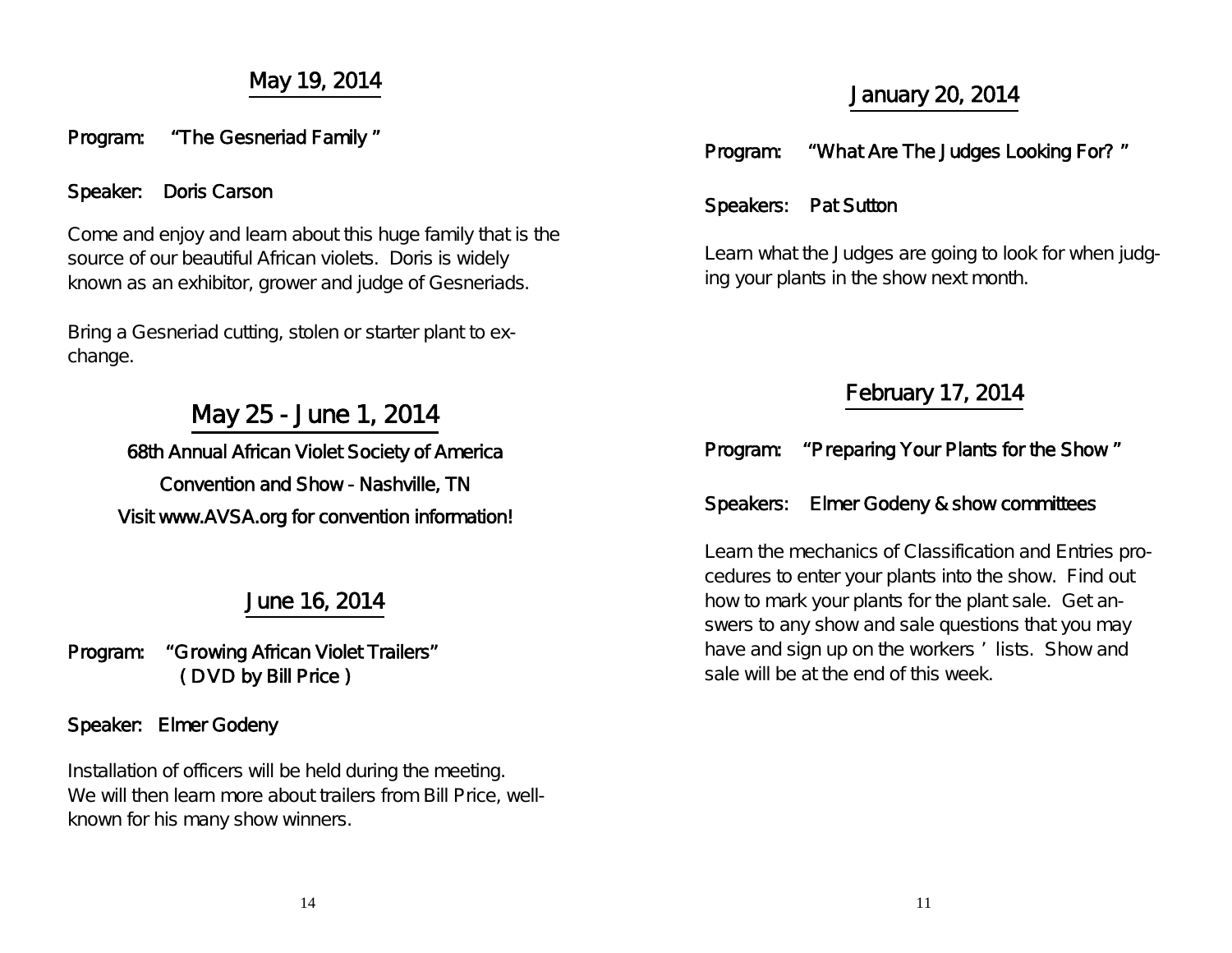## May 19, 2014

**Program:** "The Gesneriad Family"

**Speaker:** Doris Carson

Come and enjoy and learn about this huge family that is the source of our beautiful African violets. Doris is widely known as an exhibitor, grower and judge of Gesneriads.

Bring a Gesneriad cutting, stolen or starter plant to exchange.

## May 25 - June 1, 2014

**68th Annual African Violet Society of America**

**Convention and Show - Nashville, TN**

**Visit www.AVSA.org for convention information!**

## June 16, 2014

**Program:** "Growing African Violet Trailers" (DVD by Bill Price)

**Speaker:** Elmer Godeny

Installation of officers will be held during the meeting. We will then learn more about trailers from Bill Price, well-known for his many show winners.

## January 20, 2014

**Program:** "What Are The Judges Looking For?"

**Speakers:** Pat Sutton

Learn what the Judges are going to look for when judging your plants in the show next month.

## February 17, 2014

**Program:** "Preparing Your Plants for the Show"

**Speakers:** Elmer Godeny & show committees

Learn the mechanics of Classification and Entries procedures to enter your plants into the show. Find out how to mark your plants for the plant sale. Get answers to any show and sale questions that you may have and sign up on the workers' lists. Show and sale will be at the end of this week.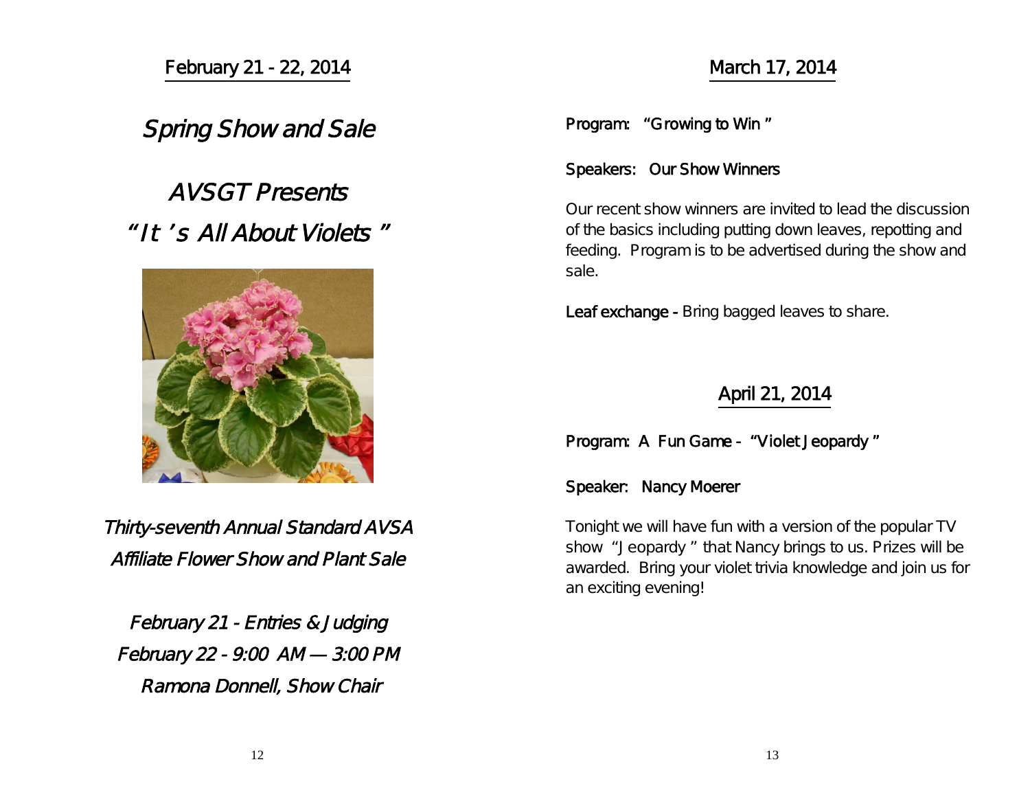## February 21 - 22, 2014

# *Spring Show and Sale*

# *AVSGT Presents*

# *"It's All About Violets"*

*Thirty-seventh Annual Standard AVSA Affiliate Flower Show and Plant Sale*

*February 21 - Entries & Judging*
*February 22 - 9:00 AM — 3:00 PM*
*Ramona Donnell, Show Chair*

## March 17, 2014

**Program: "Growing to Win"**

**Speakers: Our Show Winners**

Our recent show winners are invited to lead the discussion of the basics including putting down leaves, repotting and feeding. Program is to be advertised during the show and sale.

**Leaf exchange -** Bring bagged leaves to share.

## April 21, 2014

**Program: A Fun Game - "Violet Jeopardy"**

**Speaker: Nancy Moerer**

Tonight we will have fun with a version of the popular TV show "Jeopardy" that Nancy brings to us. Prizes will be awarded. Bring your violet trivia knowledge and join us for an exciting evening!